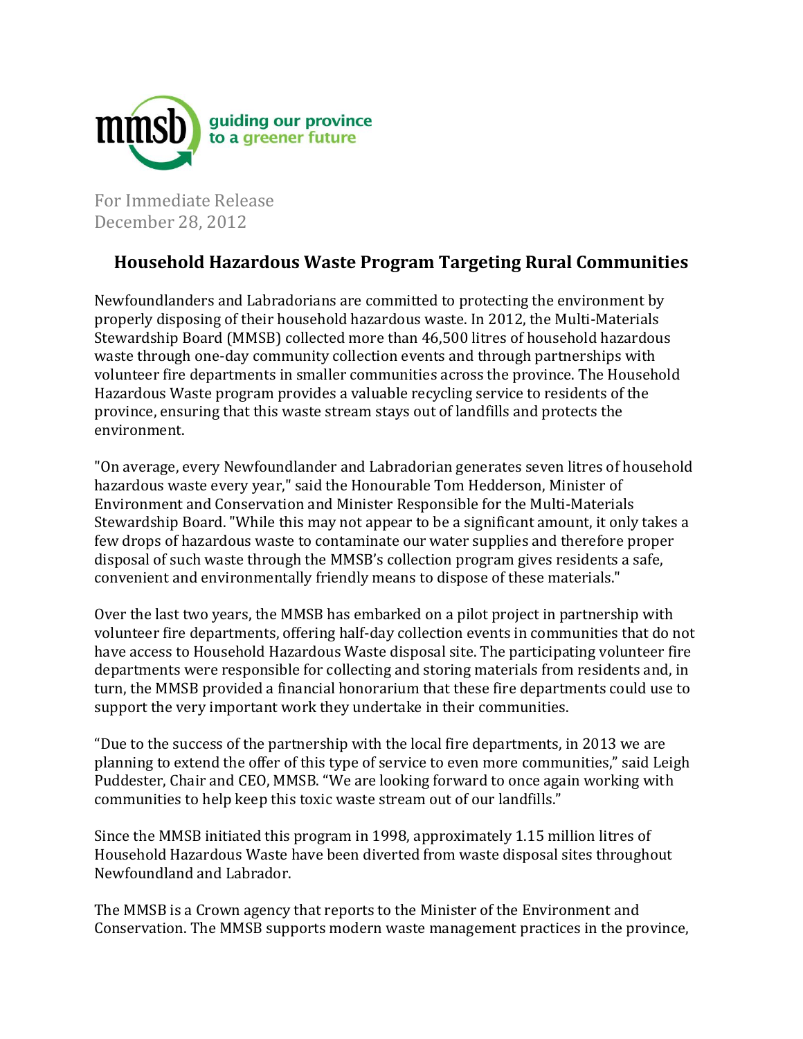mmsb guiding our province to a greener future

For Immediate Release
December 28, 2012

## Household Hazardous Waste Program Targeting Rural Communities

Newfoundlanders and Labradorians are committed to protecting the environment by properly disposing of their household hazardous waste. In 2012, the Multi-Materials Stewardship Board (MMSB) collected more than 46,500 litres of household hazardous waste through one-day community collection events and through partnerships with volunteer fire departments in smaller communities across the province. The Household Hazardous Waste program provides a valuable recycling service to residents of the province, ensuring that this waste stream stays out of landfills and protects the environment.

"On average, every Newfoundlander and Labradorian generates seven litres of household hazardous waste every year," said the Honourable Tom Hedderson, Minister of Environment and Conservation and Minister Responsible for the Multi-Materials Stewardship Board. "While this may not appear to be a significant amount, it only takes a few drops of hazardous waste to contaminate our water supplies and therefore proper disposal of such waste through the MMSB's collection program gives residents a safe, convenient and environmentally friendly means to dispose of these materials."

Over the last two years, the MMSB has embarked on a pilot project in partnership with volunteer fire departments, offering half-day collection events in communities that do not have access to Household Hazardous Waste disposal site. The participating volunteer fire departments were responsible for collecting and storing materials from residents and, in turn, the MMSB provided a financial honorarium that these fire departments could use to support the very important work they undertake in their communities.

"Due to the success of the partnership with the local fire departments, in 2013 we are planning to extend the offer of this type of service to even more communities," said Leigh Puddester, Chair and CEO, MMSB. "We are looking forward to once again working with communities to help keep this toxic waste stream out of our landfills."

Since the MMSB initiated this program in 1998, approximately 1.15 million litres of Household Hazardous Waste have been diverted from waste disposal sites throughout Newfoundland and Labrador.

The MMSB is a Crown agency that reports to the Minister of the Environment and Conservation. The MMSB supports modern waste management practices in the province,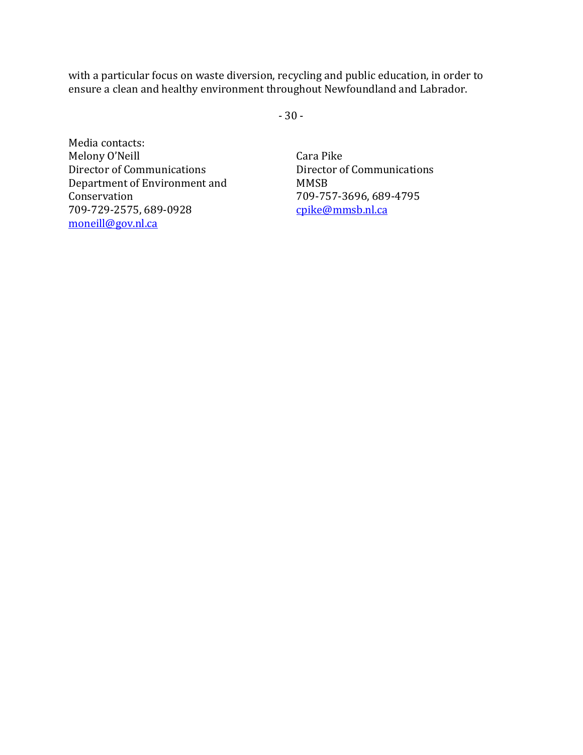with a particular focus on waste diversion, recycling and public education, in order to ensure a clean and healthy environment throughout Newfoundland and Labrador.

- 30 -

Media contacts:

Melony O'Neill
Director of Communications
Department of Environment and Conservation
709-729-2575, 689-0928
moneill@gov.nl.ca

Cara Pike
Director of Communications
MMSB
709-757-3696, 689-4795
cpike@mmsb.nl.ca